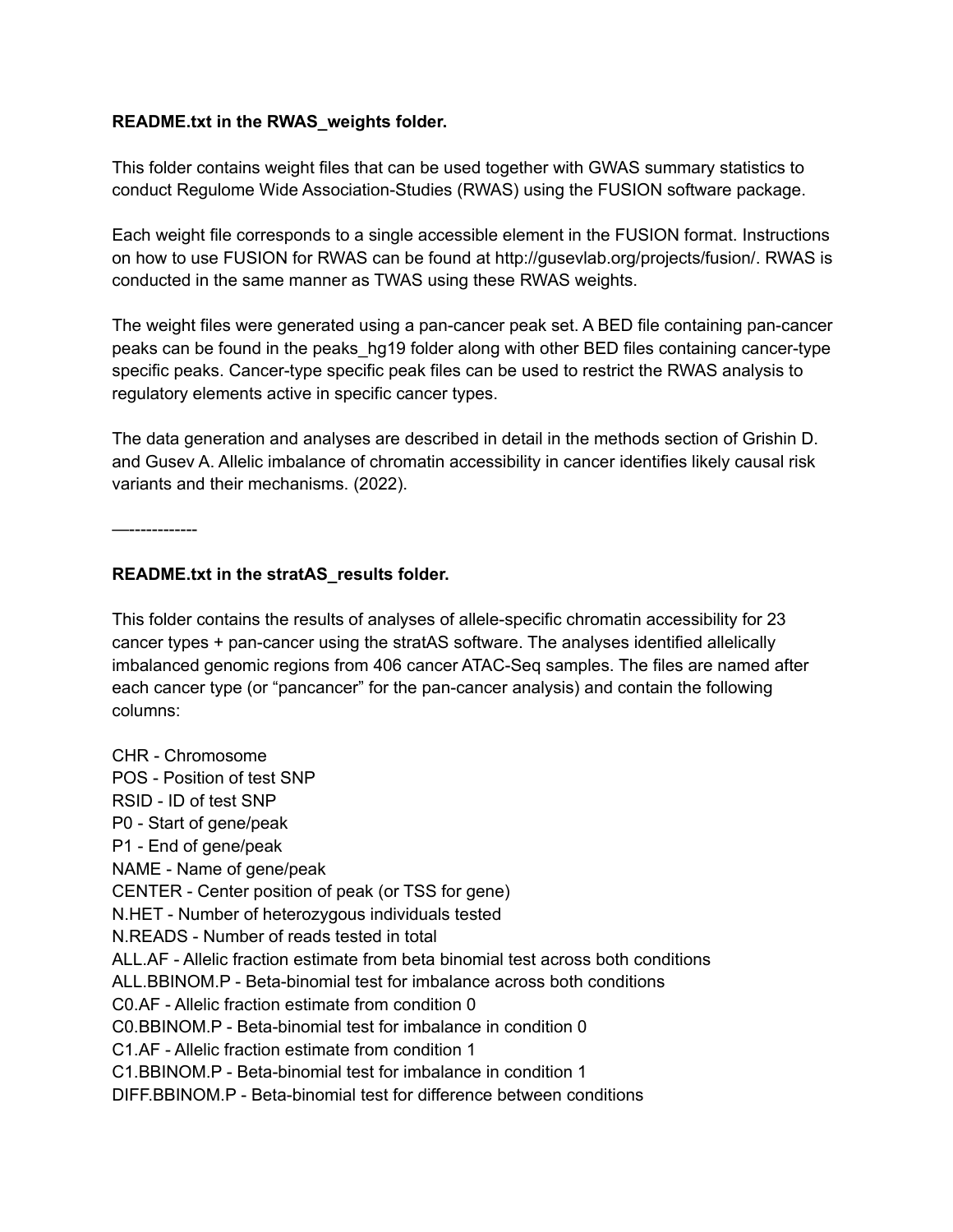**README.txt in the RWAS_weights folder.**

This folder contains weight files that can be used together with GWAS summary statistics to conduct Regulome Wide Association-Studies (RWAS) using the FUSION software package.

Each weight file corresponds to a single accessible element in the FUSION format. Instructions on how to use FUSION for RWAS can be found at http://gusevlab.org/projects/fusion/. RWAS is conducted in the same manner as TWAS using these RWAS weights.

The weight files were generated using a pan-cancer peak set. A BED file containing pan-cancer peaks can be found in the peaks_hg19 folder along with other BED files containing cancer-type specific peaks. Cancer-type specific peak files can be used to restrict the RWAS analysis to regulatory elements active in specific cancer types.

The data generation and analyses are described in detail in the methods section of Grishin D. and Gusev A. Allelic imbalance of chromatin accessibility in cancer identifies likely causal risk variants and their mechanisms. (2022).

—-------------

**README.txt in the stratAS_results folder.**

This folder contains the results of analyses of allele-specific chromatin accessibility for 23 cancer types + pan-cancer using the stratAS software. The analyses identified allelically imbalanced genomic regions from 406 cancer ATAC-Seq samples. The files are named after each cancer type (or "pancancer" for the pan-cancer analysis) and contain the following columns:

CHR - Chromosome
POS - Position of test SNP
RSID - ID of test SNP
P0 - Start of gene/peak
P1 - End of gene/peak
NAME - Name of gene/peak
CENTER - Center position of peak (or TSS for gene)
N.HET - Number of heterozygous individuals tested
N.READS - Number of reads tested in total
ALL.AF - Allelic fraction estimate from beta binomial test across both conditions
ALL.BBINOM.P - Beta-binomial test for imbalance across both conditions
C0.AF - Allelic fraction estimate from condition 0
C0.BBINOM.P - Beta-binomial test for imbalance in condition 0
C1.AF - Allelic fraction estimate from condition 1
C1.BBINOM.P - Beta-binomial test for imbalance in condition 1
DIFF.BBINOM.P - Beta-binomial test for difference between conditions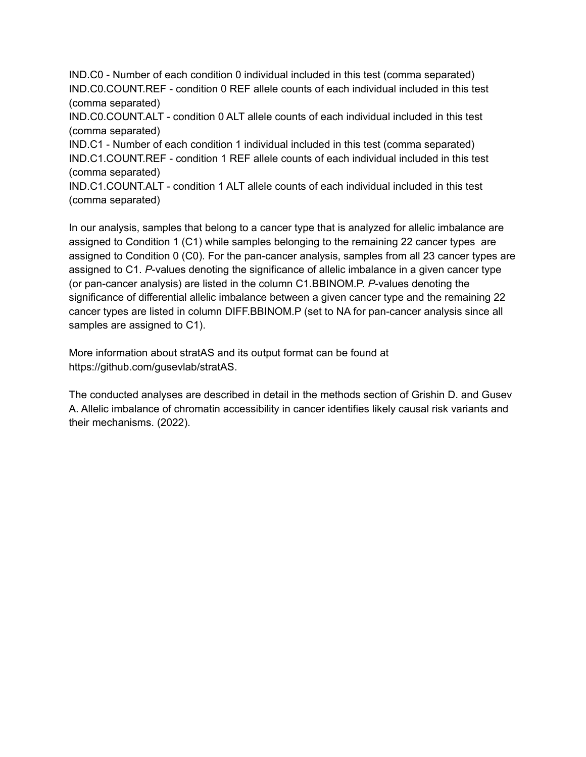IND.C0 - Number of each condition 0 individual included in this test (comma separated)
IND.C0.COUNT.REF - condition 0 REF allele counts of each individual included in this test (comma separated)
IND.C0.COUNT.ALT - condition 0 ALT allele counts of each individual included in this test (comma separated)
IND.C1 - Number of each condition 1 individual included in this test (comma separated)
IND.C1.COUNT.REF - condition 1 REF allele counts of each individual included in this test (comma separated)
IND.C1.COUNT.ALT - condition 1 ALT allele counts of each individual included in this test (comma separated)

In our analysis, samples that belong to a cancer type that is analyzed for allelic imbalance are assigned to Condition 1 (C1) while samples belonging to the remaining 22 cancer types are assigned to Condition 0 (C0). For the pan-cancer analysis, samples from all 23 cancer types are assigned to C1. *P*-values denoting the significance of allelic imbalance in a given cancer type (or pan-cancer analysis) are listed in the column C1.BBINOM.P. *P*-values denoting the significance of differential allelic imbalance between a given cancer type and the remaining 22 cancer types are listed in column DIFF.BBINOM.P (set to NA for pan-cancer analysis since all samples are assigned to C1).

More information about stratAS and its output format can be found at https://github.com/gusevlab/stratAS.

The conducted analyses are described in detail in the methods section of Grishin D. and Gusev A. Allelic imbalance of chromatin accessibility in cancer identifies likely causal risk variants and their mechanisms. (2022).